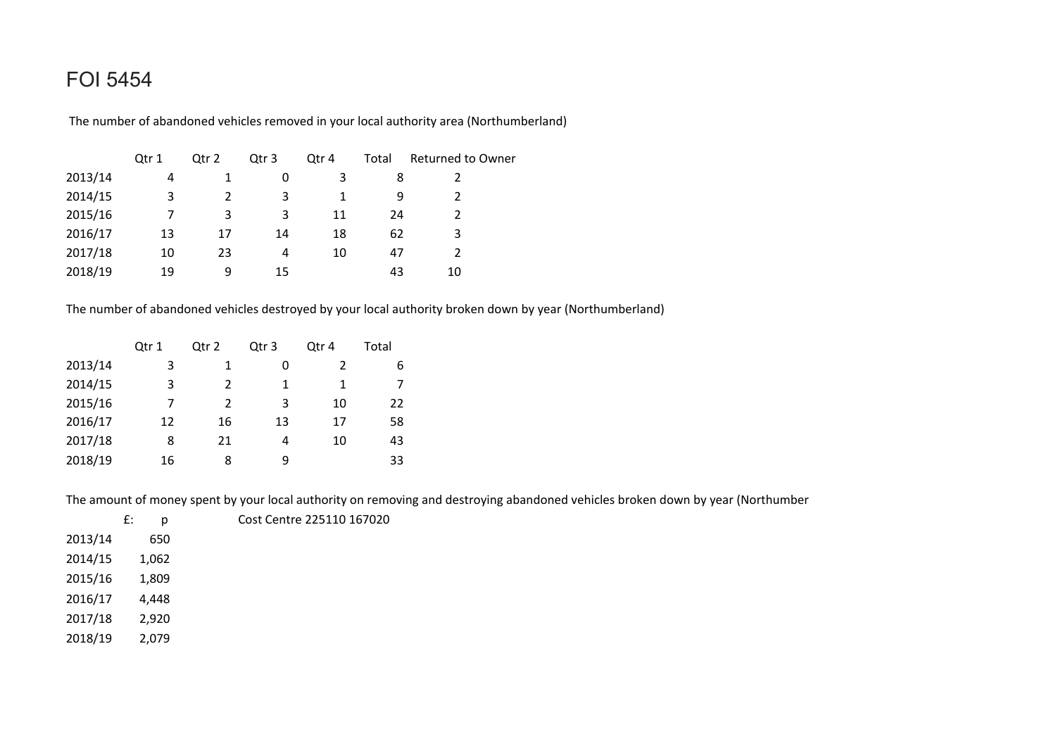# FOI 5454

The number of abandoned vehicles removed in your local authority area (Northumberland)

| | Qtr 1 | Qtr 2 | Qtr 3 | Qtr 4 | Total | Returned to Owner |
|---|---|---|---|---|---|---|
| 2013/14 | 4 | 1 | 0 | 3 | 8 | 2 |
| 2014/15 | 3 | 2 | 3 | 1 | 9 | 2 |
| 2015/16 | 7 | 3 | 3 | 11 | 24 | 2 |
| 2016/17 | 13 | 17 | 14 | 18 | 62 | 3 |
| 2017/18 | 10 | 23 | 4 | 10 | 47 | 2 |
| 2018/19 | 19 | 9 | 15 | | 43 | 10 |

The number of abandoned vehicles destroyed by your local authority broken down by year (Northumberland)

| | Qtr 1 | Qtr 2 | Qtr 3 | Qtr 4 | Total |
|---|---|---|---|---|---|
| 2013/14 | 3 | 1 | 0 | 2 | 6 |
| 2014/15 | 3 | 2 | 1 | 1 | 7 |
| 2015/16 | 7 | 2 | 3 | 10 | 22 |
| 2016/17 | 12 | 16 | 13 | 17 | 58 |
| 2017/18 | 8 | 21 | 4 | 10 | 43 |
| 2018/19 | 16 | 8 | 9 | | 33 |

The amount of money spent by your local authority on removing and destroying abandoned vehicles broken down by year (Northumber

| | £: p | Cost Centre 225110 167020 |
|---|---|---|
| 2013/14 | 650 | |
| 2014/15 | 1,062 | |
| 2015/16 | 1,809 | |
| 2016/17 | 4,448 | |
| 2017/18 | 2,920 | |
| 2018/19 | 2,079 | |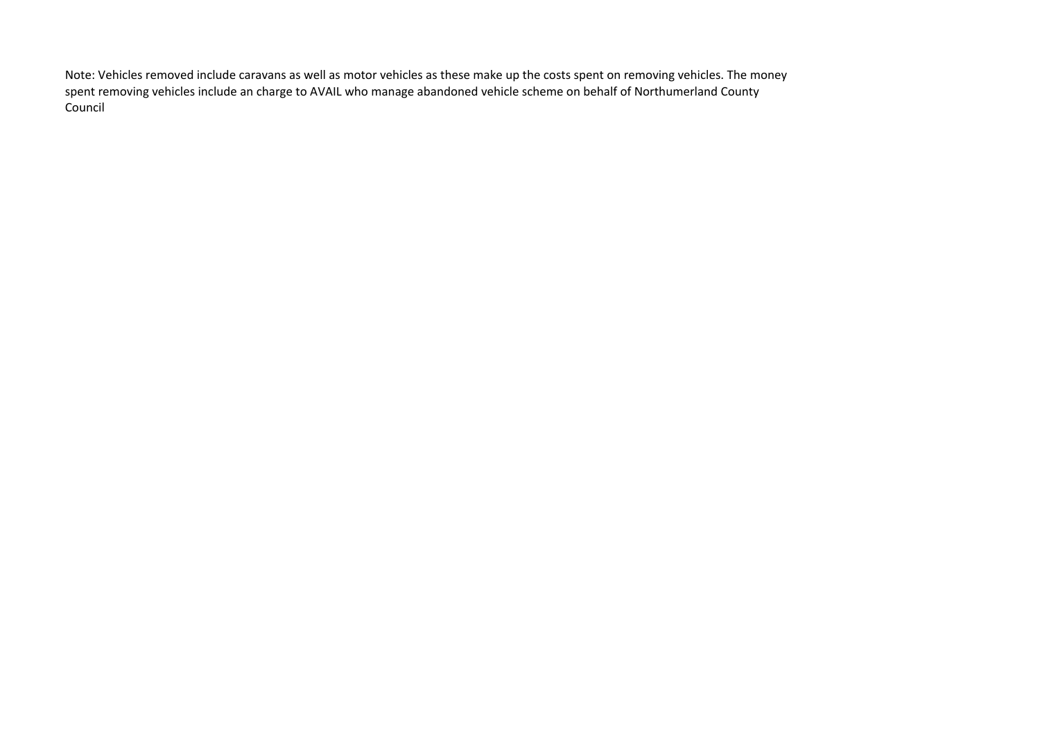Note: Vehicles removed include caravans as well as motor vehicles as these make up the costs spent on removing vehicles. The money spent removing vehicles include an charge to AVAIL who manage abandoned vehicle scheme on behalf of Northumerland County Council